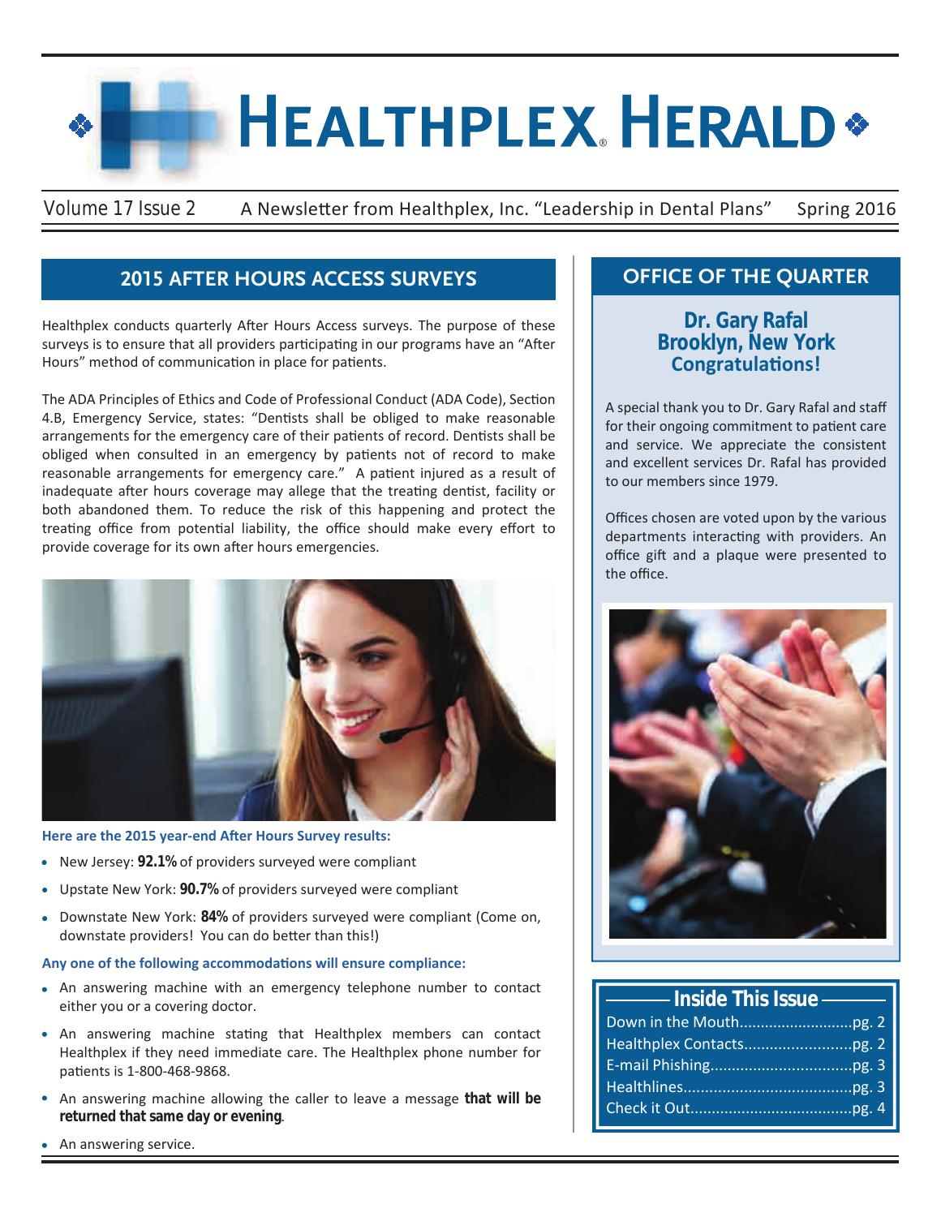# Healthplex® Herald

Volume 17 Issue 2 A Newsletter from Healthplex, Inc. "Leadership in Dental Plans" Spring 2016

## 2015 AFTER HOURS ACCESS SURVEYS

Healthplex conducts quarterly After Hours Access surveys. The purpose of these surveys is to ensure that all providers participating in our programs have an "After Hours" method of communication in place for patients.

The ADA Principles of Ethics and Code of Professional Conduct (ADA Code), Section 4.B, Emergency Service, states: "Dentists shall be obliged to make reasonable arrangements for the emergency care of their patients of record. Dentists shall be obliged when consulted in an emergency by patients not of record to make reasonable arrangements for emergency care." A patient injured as a result of inadequate after hours coverage may allege that the treating dentist, facility or both abandoned them. To reduce the risk of this happening and protect the treating office from potential liability, the office should make every effort to provide coverage for its own after hours emergencies.

**Here are the 2015 year-end After Hours Survey results:**

- New Jersey: **92.1%** of providers surveyed were compliant
- Upstate New York: **90.7%** of providers surveyed were compliant
- Downstate New York: **84%** of providers surveyed were compliant (Come on, downstate providers! You can do better than this!)

**Any one of the following accommodations will ensure compliance:**

- An answering machine with an emergency telephone number to contact either you or a covering doctor.
- An answering machine stating that Healthplex members can contact Healthplex if they need immediate care. The Healthplex phone number for patients is 1-800-468-9868.
- An answering machine allowing the caller to leave a message **that will be returned that same day or evening**.
- An answering service.

## OFFICE OF THE QUARTER

### Dr. Gary Rafal
### Brooklyn, New York
### Congratulations!

A special thank you to Dr. Gary Rafal and staff for their ongoing commitment to patient care and service. We appreciate the consistent and excellent services Dr. Rafal has provided to our members since 1979.

Offices chosen are voted upon by the various departments interacting with providers. An office gift and a plaque were presented to the office.

### Inside This Issue

- Down in the Mouth....pg. 2
- Healthplex Contacts....pg. 2
- E-mail Phishing....pg. 3
- Healthlines....pg. 3
- Check it Out....pg. 4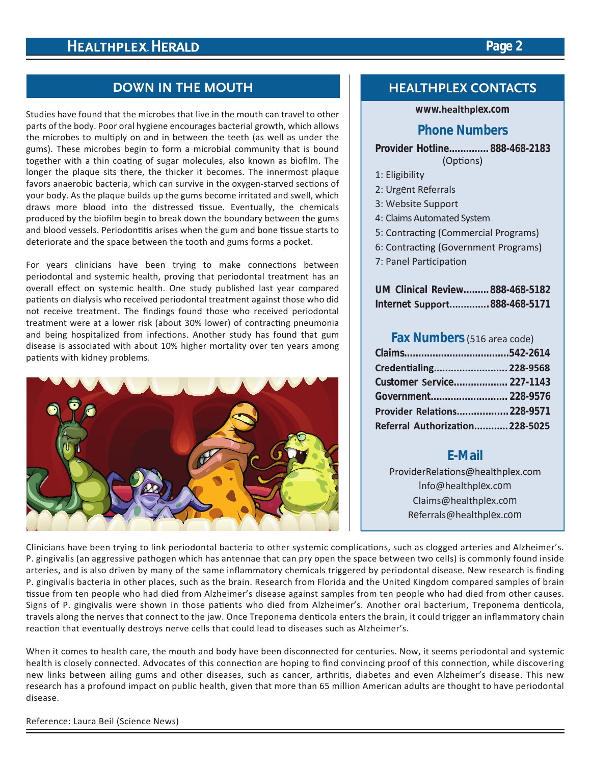## DOWN IN THE MOUTH

Studies have found that the microbes that live in the mouth can travel to other parts of the body. Poor oral hygiene encourages bacterial growth, which allows the microbes to multiply on and in between the teeth (as well as under the gums). These microbes begin to form a microbial community that is bound together with a thin coating of sugar molecules, also known as biofilm. The longer the plaque sits there, the thicker it becomes. The innermost plaque favors anaerobic bacteria, which can survive in the oxygen-starved sections of your body. As the plaque builds up the gums become irritated and swell, which draws more blood into the distressed tissue. Eventually, the chemicals produced by the biofilm begin to break down the boundary between the gums and blood vessels. Periodontitis arises when the gum and bone tissue starts to deteriorate and the space between the tooth and gums forms a pocket.

For years clinicians have been trying to make connections between periodontal and systemic health, proving that periodontal treatment has an overall effect on systemic health. One study published last year compared patients on dialysis who received periodontal treatment against those who did not receive treatment. The findings found those who received periodontal treatment were at a lower risk (about 30% lower) of contracting pneumonia and being hospitalized from infections. Another study has found that gum disease is associated with about 10% higher mortality over ten years among patients with kidney problems.

Clinicians have been trying to link periodontal bacteria to other systemic complications, such as clogged arteries and Alzheimer's. P. gingivalis (an aggressive pathogen which has antennae that can pry open the space between two cells) is commonly found inside arteries, and is also driven by many of the same inflammatory chemicals triggered by periodontal disease. New research is finding P. gingivalis bacteria in other places, such as the brain. Research from Florida and the United Kingdom compared samples of brain tissue from ten people who had died from Alzheimer's disease against samples from ten people who had died from other causes. Signs of P. gingivalis were shown in those patients who died from Alzheimer's. Another oral bacterium, Treponema denticola, travels along the nerves that connect to the jaw. Once Treponema denticola enters the brain, it could trigger an inflammatory chain reaction that eventually destroys nerve cells that could lead to diseases such as Alzheimer's.

When it comes to health care, the mouth and body have been disconnected for centuries. Now, it seems periodontal and systemic health is closely connected. Advocates of this connection are hoping to find convincing proof of this connection, while discovering new links between ailing gums and other diseases, such as cancer, arthritis, diabetes and even Alzheimer's disease. This new research has a profound impact on public health, given that more than 65 million American adults are thought to have periodontal disease.

Reference: Laura Beil (Science News)

## HEALTHPLEX CONTACTS

**www.healthplex.com**

### Phone Numbers

**Provider Hotline.............. 888-468-2183**
(Options)

1: Eligibility
2: Urgent Referrals
3: Website Support
4: Claims Automated System
5: Contracting (Commercial Programs)
6: Contracting (Government Programs)
7: Panel Participation

**UM Clinical Review......... 888-468-5182**
**Internet Support.............. 888-468-5171**

### Fax Numbers (516 area code)

**Claims.................................... 542-2614**
**Credentialing.......................... 228-9568**
**Customer Service................... 227-1143**
**Government........................... 228-9576**
**Provider Relations.................. 228-9571**
**Referral Authorization............ 228-5025**

### E-Mail

ProviderRelations@healthplex.com
Info@healthplex.com
Claims@healthplex.com
Referrals@healthplex.com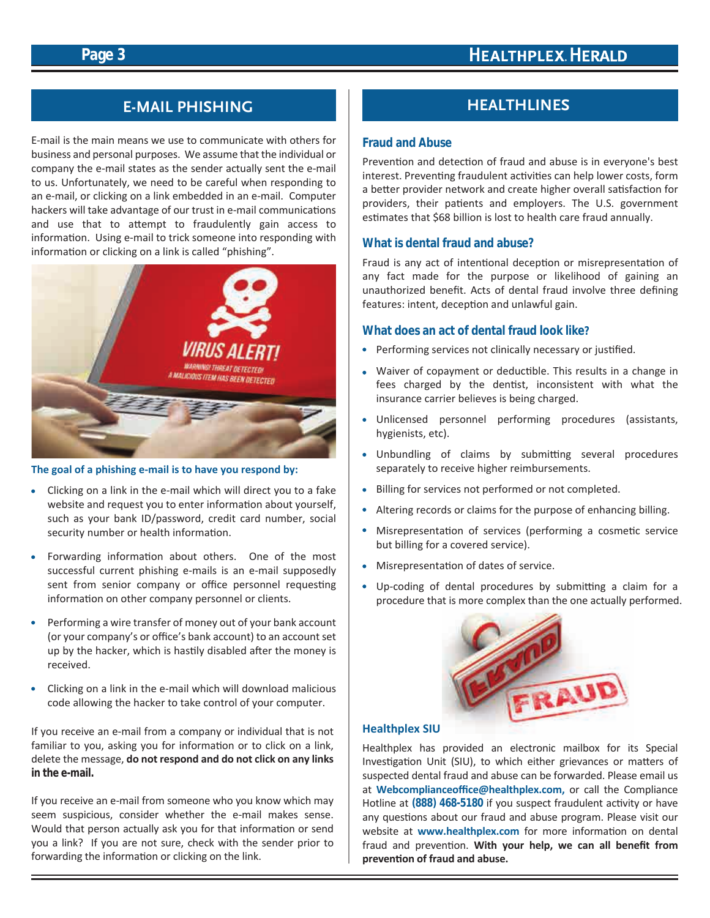## E-MAIL PHISHING

E-mail is the main means we use to communicate with others for business and personal purposes. We assume that the individual or company the e-mail states as the sender actually sent the e-mail to us. Unfortunately, we need to be careful when responding to an e-mail, or clicking on a link embedded in an e-mail. Computer hackers will take advantage of our trust in e-mail communications and use that to attempt to fraudulently gain access to information. Using e-mail to trick someone into responding with information or clicking on a link is called "phishing".

**The goal of a phishing e-mail is to have you respond by:**

- Clicking on a link in the e-mail which will direct you to a fake website and request you to enter information about yourself, such as your bank ID/password, credit card number, social security number or health information.
- Forwarding information about others. One of the most successful current phishing e-mails is an e-mail supposedly sent from senior company or office personnel requesting information on other company personnel or clients.
- Performing a wire transfer of money out of your bank account (or your company's or office's bank account) to an account set up by the hacker, which is hastily disabled after the money is received.
- Clicking on a link in the e-mail which will download malicious code allowing the hacker to take control of your computer.

If you receive an e-mail from a company or individual that is not familiar to you, asking you for information or to click on a link, delete the message, **do not respond and do not click on any links in the e-mail.**

If you receive an e-mail from someone who you know which may seem suspicious, consider whether the e-mail makes sense. Would that person actually ask you for that information or send you a link? If you are not sure, check with the sender prior to forwarding the information or clicking on the link.

## HEALTHLINES

### Fraud and Abuse

Prevention and detection of fraud and abuse is in everyone's best interest. Preventing fraudulent activities can help lower costs, form a better provider network and create higher overall satisfaction for providers, their patients and employers. The U.S. government estimates that $68 billion is lost to health care fraud annually.

### What is dental fraud and abuse?

Fraud is any act of intentional deception or misrepresentation of any fact made for the purpose or likelihood of gaining an unauthorized benefit. Acts of dental fraud involve three defining features: intent, deception and unlawful gain.

### What does an act of dental fraud look like?

- Performing services not clinically necessary or justified.
- Waiver of copayment or deductible. This results in a change in fees charged by the dentist, inconsistent with what the insurance carrier believes is being charged.
- Unlicensed personnel performing procedures (assistants, hygienists, etc).
- Unbundling of claims by submitting several procedures separately to receive higher reimbursements.
- Billing for services not performed or not completed.
- Altering records or claims for the purpose of enhancing billing.
- Misrepresentation of services (performing a cosmetic service but billing for a covered service).
- Misrepresentation of dates of service.
- Up-coding of dental procedures by submitting a claim for a procedure that is more complex than the one actually performed.

### Healthplex SIU

Healthplex has provided an electronic mailbox for its Special Investigation Unit (SIU), to which either grievances or matters of suspected dental fraud and abuse can be forwarded. Please email us at **Webcomplianceoffice@healthplex.com,** or call the Compliance Hotline at **(888) 468-5180** if you suspect fraudulent activity or have any questions about our fraud and abuse program. Please visit our website at **www.healthplex.com** for more information on dental fraud and prevention. **With your help, we can all benefit from prevention of fraud and abuse.**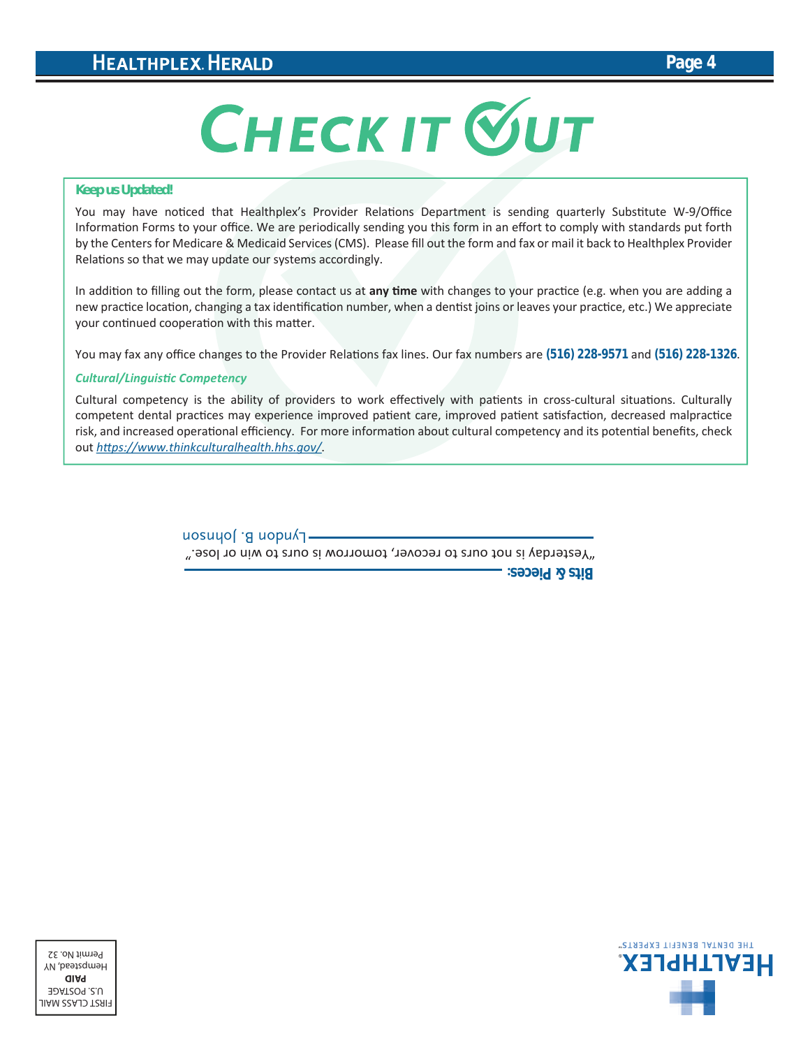# Check it Out

### Keep us Updated!

You may have noticed that Healthplex's Provider Relations Department is sending quarterly Substitute W-9/Office Information Forms to your office. We are periodically sending you this form in an effort to comply with standards put forth by the Centers for Medicare & Medicaid Services (CMS). Please fill out the form and fax or mail it back to Healthplex Provider Relations so that we may update our systems accordingly.

In addition to filling out the form, please contact us at **any time** with changes to your practice (e.g. when you are adding a new practice location, changing a tax identification number, when a dentist joins or leaves your practice, etc.) We appreciate your continued cooperation with this matter.

You may fax any office changes to the Provider Relations fax lines. Our fax numbers are **(516) 228-9571** and **(516) 228-1326**.

***Cultural/Linguistic Competency***

Cultural competency is the ability of providers to work effectively with patients in cross-cultural situations. Culturally competent dental practices may experience improved patient care, improved patient satisfaction, decreased malpractice risk, and increased operational efficiency. For more information about cultural competency and its potential benefits, check out *https://www.thinkculturalhealth.hhs.gov/*.

**Bits & Pieces:**

"Yesterday is not ours to recover, tomorrow is ours to win or lose."

—Lyndon B. Johnson

HEALTHPLEX®

THE DENTAL BENEFIT EXPERTS™

FIRST CLASS MAIL
U.S. POSTAGE
**PAID**
Hempstead, NY
Permit No. 32